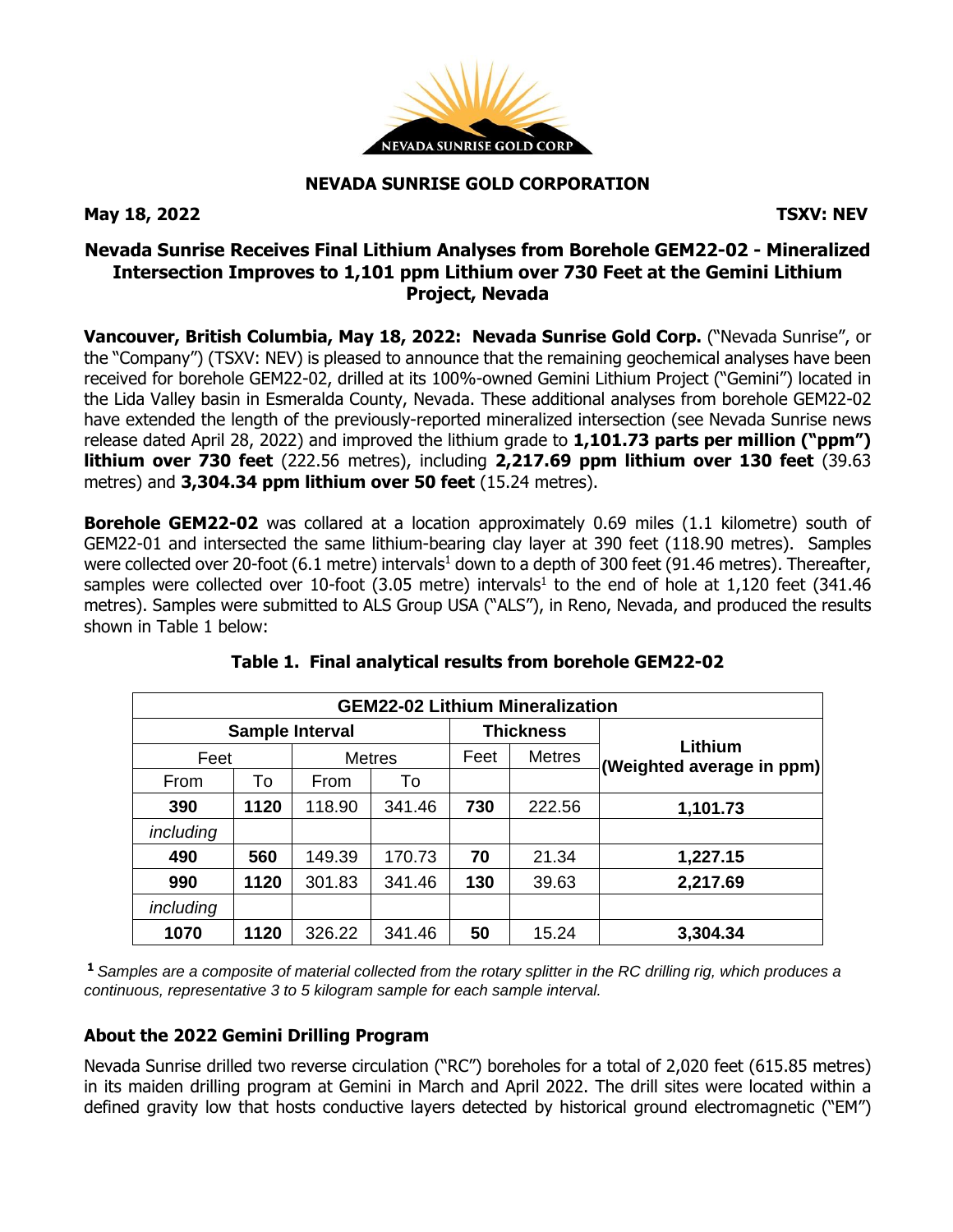**NEVADA SUNRISE GOLD CORPORATION**

**May 18, 2022** **TSXV: NEV**

# Nevada Sunrise Receives Final Lithium Analyses from Borehole GEM22-02 - Mineralized Intersection Improves to 1,101 ppm Lithium over 730 Feet at the Gemini Lithium Project, Nevada

**Vancouver, British Columbia, May 18, 2022: Nevada Sunrise Gold Corp.** ("Nevada Sunrise", or the "Company") (TSXV: NEV) is pleased to announce that the remaining geochemical analyses have been received for borehole GEM22-02, drilled at its 100%-owned Gemini Lithium Project ("Gemini") located in the Lida Valley basin in Esmeralda County, Nevada. These additional analyses from borehole GEM22-02 have extended the length of the previously-reported mineralized intersection (see Nevada Sunrise news release dated April 28, 2022) and improved the lithium grade to **1,101.73 parts per million ("ppm") lithium over 730 feet** (222.56 metres), including **2,217.69 ppm lithium over 130 feet** (39.63 metres) and **3,304.34 ppm lithium over 50 feet** (15.24 metres).

**Borehole GEM22-02** was collared at a location approximately 0.69 miles (1.1 kilometre) south of GEM22-01 and intersected the same lithium-bearing clay layer at 390 feet (118.90 metres). Samples were collected over 20-foot (6.1 metre) intervals[1] down to a depth of 300 feet (91.46 metres). Thereafter, samples were collected over 10-foot (3.05 metre) intervals[1] to the end of hole at 1,120 feet (341.46 metres). Samples were submitted to ALS Group USA ("ALS"), in Reno, Nevada, and produced the results shown in Table 1 below:

**Table 1. Final analytical results from borehole GEM22-02**

| GEM22-02 Lithium Mineralization | | | | | | |
|---|---|---|---|---|---|---|
| Sample Interval | | | | Thickness | | Lithium (Weighted average in ppm) |
| Feet | | Metres | | Feet | Metres | |
| From | To | From | To | | | |
| **390** | **1120** | 118.90 | 341.46 | **730** | 222.56 | **1,101.73** |
| *including* | | | | | | |
| **490** | **560** | 149.39 | 170.73 | **70** | 21.34 | **1,227.15** |
| **990** | **1120** | 301.83 | 341.46 | **130** | 39.63 | **2,217.69** |
| *including* | | | | | | |
| **1070** | **1120** | 326.22 | 341.46 | **50** | 15.24 | **3,304.34** |

[1] *Samples are a composite of material collected from the rotary splitter in the RC drilling rig, which produces a continuous, representative 3 to 5 kilogram sample for each sample interval.*

## About the 2022 Gemini Drilling Program

Nevada Sunrise drilled two reverse circulation ("RC") boreholes for a total of 2,020 feet (615.85 metres) in its maiden drilling program at Gemini in March and April 2022. The drill sites were located within a defined gravity low that hosts conductive layers detected by historical ground electromagnetic ("EM")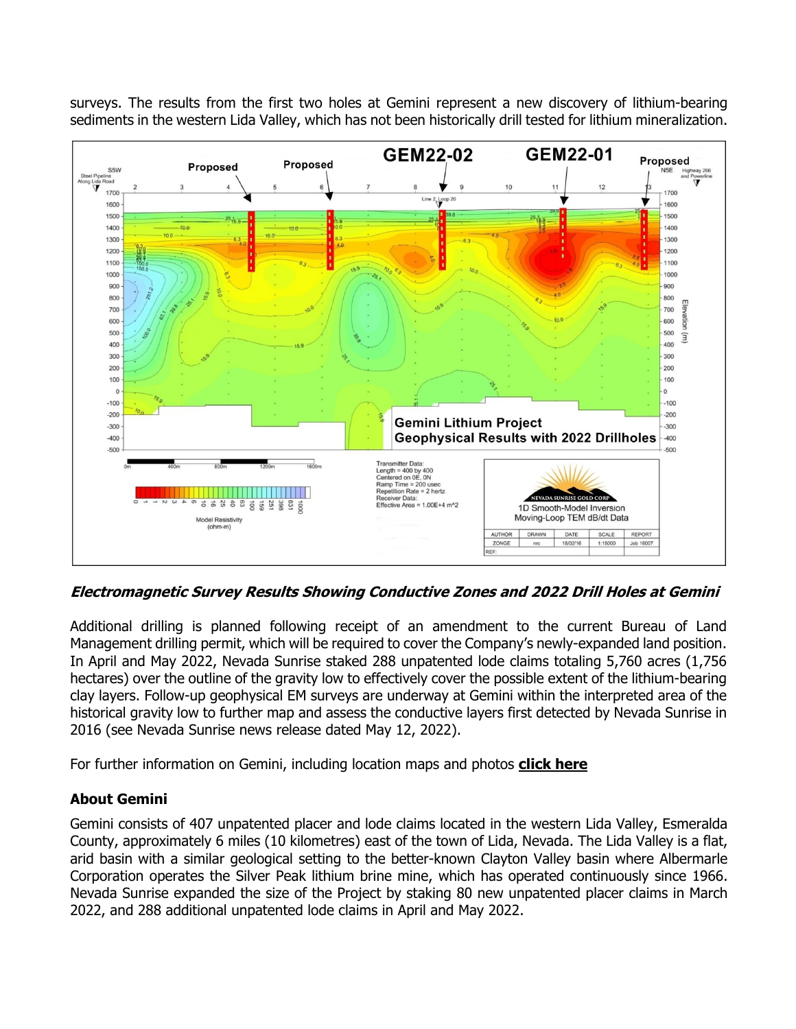surveys. The results from the first two holes at Gemini represent a new discovery of lithium-bearing sediments in the western Lida Valley, which has not been historically drill tested for lithium mineralization.

***Electromagnetic Survey Results Showing Conductive Zones and 2022 Drill Holes at Gemini***

Additional drilling is planned following receipt of an amendment to the current Bureau of Land Management drilling permit, which will be required to cover the Company's newly-expanded land position. In April and May 2022, Nevada Sunrise staked 288 unpatented lode claims totaling 5,760 acres (1,756 hectares) over the outline of the gravity low to effectively cover the possible extent of the lithium-bearing clay layers. Follow-up geophysical EM surveys are underway at Gemini within the interpreted area of the historical gravity low to further map and assess the conductive layers first detected by Nevada Sunrise in 2016 (see Nevada Sunrise news release dated May 12, 2022).

For further information on Gemini, including location maps and photos **click here**

### About Gemini

Gemini consists of 407 unpatented placer and lode claims located in the western Lida Valley, Esmeralda County, approximately 6 miles (10 kilometres) east of the town of Lida, Nevada. The Lida Valley is a flat, arid basin with a similar geological setting to the better-known Clayton Valley basin where Albermarle Corporation operates the Silver Peak lithium brine mine, which has operated continuously since 1966. Nevada Sunrise expanded the size of the Project by staking 80 new unpatented placer claims in March 2022, and 288 additional unpatented lode claims in April and May 2022.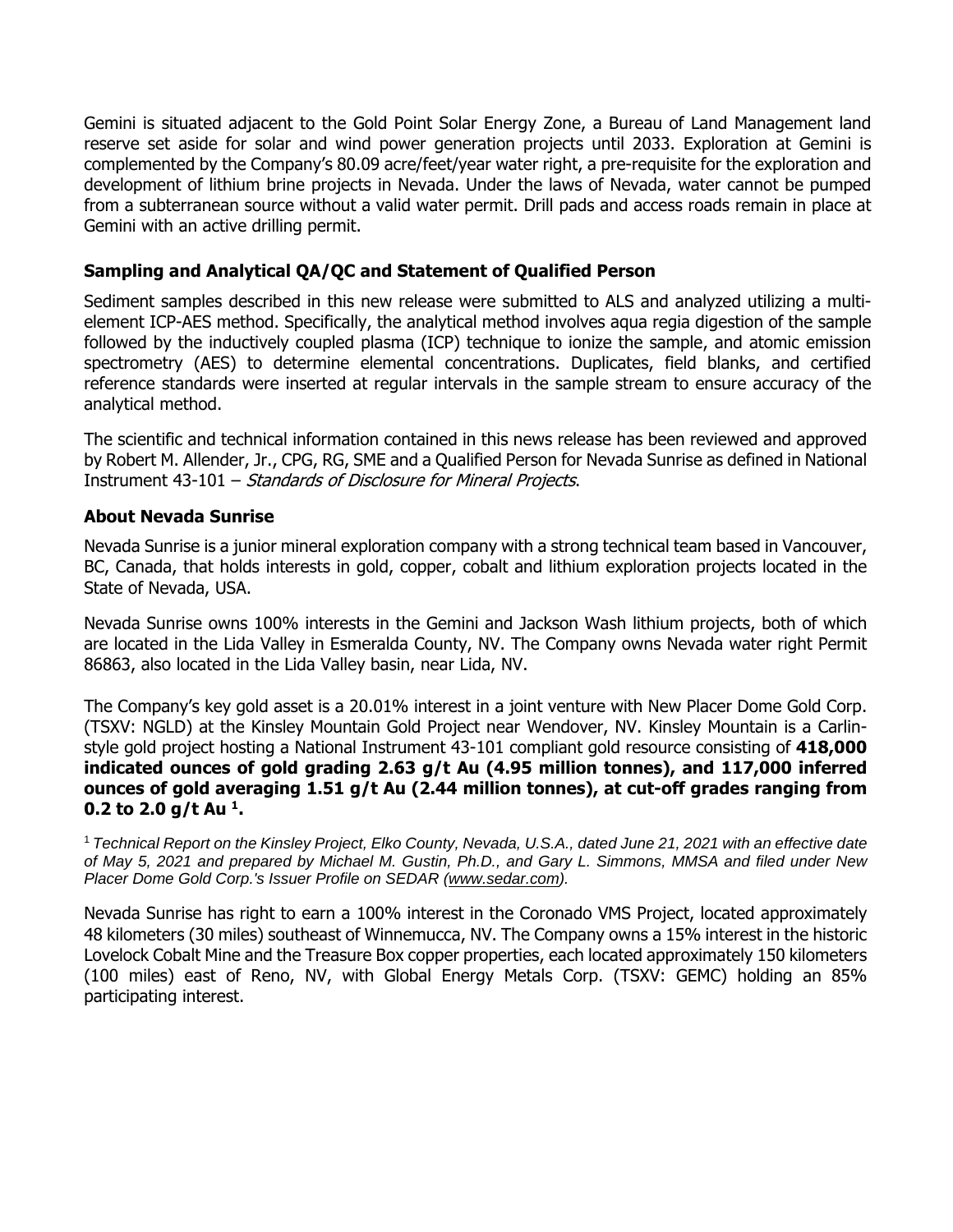Gemini is situated adjacent to the Gold Point Solar Energy Zone, a Bureau of Land Management land reserve set aside for solar and wind power generation projects until 2033. Exploration at Gemini is complemented by the Company's 80.09 acre/feet/year water right, a pre-requisite for the exploration and development of lithium brine projects in Nevada. Under the laws of Nevada, water cannot be pumped from a subterranean source without a valid water permit. Drill pads and access roads remain in place at Gemini with an active drilling permit.

## Sampling and Analytical QA/QC and Statement of Qualified Person

Sediment samples described in this new release were submitted to ALS and analyzed utilizing a multi-element ICP-AES method. Specifically, the analytical method involves aqua regia digestion of the sample followed by the inductively coupled plasma (ICP) technique to ionize the sample, and atomic emission spectrometry (AES) to determine elemental concentrations. Duplicates, field blanks, and certified reference standards were inserted at regular intervals in the sample stream to ensure accuracy of the analytical method.

The scientific and technical information contained in this news release has been reviewed and approved by Robert M. Allender, Jr., CPG, RG, SME and a Qualified Person for Nevada Sunrise as defined in National Instrument 43-101 – *Standards of Disclosure for Mineral Projects*.

## About Nevada Sunrise

Nevada Sunrise is a junior mineral exploration company with a strong technical team based in Vancouver, BC, Canada, that holds interests in gold, copper, cobalt and lithium exploration projects located in the State of Nevada, USA.

Nevada Sunrise owns 100% interests in the Gemini and Jackson Wash lithium projects, both of which are located in the Lida Valley in Esmeralda County, NV. The Company owns Nevada water right Permit 86863, also located in the Lida Valley basin, near Lida, NV.

The Company's key gold asset is a 20.01% interest in a joint venture with New Placer Dome Gold Corp. (TSXV: NGLD) at the Kinsley Mountain Gold Project near Wendover, NV. Kinsley Mountain is a Carlin-style gold project hosting a National Instrument 43-101 compliant gold resource consisting of **418,000 indicated ounces of gold grading 2.63 g/t Au (4.95 million tonnes), and 117,000 inferred ounces of gold averaging 1.51 g/t Au (2.44 million tonnes), at cut-off grades ranging from 0.2 to 2.0 g/t Au [1].**

[1] *Technical Report on the Kinsley Project, Elko County, Nevada, U.S.A., dated June 21, 2021 with an effective date of May 5, 2021 and prepared by Michael M. Gustin, Ph.D., and Gary L. Simmons, MMSA and filed under New Placer Dome Gold Corp.'s Issuer Profile on SEDAR (www.sedar.com).*

Nevada Sunrise has right to earn a 100% interest in the Coronado VMS Project, located approximately 48 kilometers (30 miles) southeast of Winnemucca, NV. The Company owns a 15% interest in the historic Lovelock Cobalt Mine and the Treasure Box copper properties, each located approximately 150 kilometers (100 miles) east of Reno, NV, with Global Energy Metals Corp. (TSXV: GEMC) holding an 85% participating interest.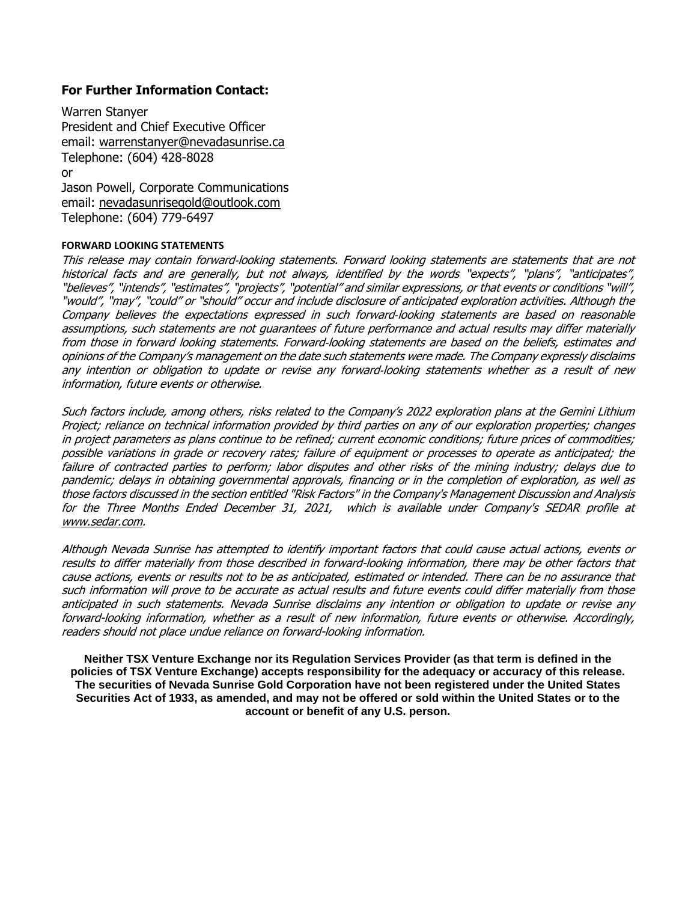**For Further Information Contact:**

Warren Stanyer
President and Chief Executive Officer
email: warrenstanyer@nevadasunrise.ca
Telephone: (604) 428-8028
or
Jason Powell, Corporate Communications
email: nevadasunrisegold@outlook.com
Telephone: (604) 779-6497

**FORWARD LOOKING STATEMENTS**

*This release may contain forward-looking statements. Forward looking statements are statements that are not historical facts and are generally, but not always, identified by the words "expects", "plans", "anticipates", "believes", "intends", "estimates", "projects", "potential" and similar expressions, or that events or conditions "will", "would", "may", "could" or "should" occur and include disclosure of anticipated exploration activities. Although the Company believes the expectations expressed in such forward-looking statements are based on reasonable assumptions, such statements are not guarantees of future performance and actual results may differ materially from those in forward looking statements. Forward-looking statements are based on the beliefs, estimates and opinions of the Company's management on the date such statements were made. The Company expressly disclaims any intention or obligation to update or revise any forward-looking statements whether as a result of new information, future events or otherwise.*

*Such factors include, among others, risks related to the Company's 2022 exploration plans at the Gemini Lithium Project; reliance on technical information provided by third parties on any of our exploration properties; changes in project parameters as plans continue to be refined; current economic conditions; future prices of commodities; possible variations in grade or recovery rates; failure of equipment or processes to operate as anticipated; the failure of contracted parties to perform; labor disputes and other risks of the mining industry; delays due to pandemic; delays in obtaining governmental approvals, financing or in the completion of exploration, as well as those factors discussed in the section entitled "Risk Factors" in the Company's Management Discussion and Analysis for the Three Months Ended December 31, 2021, which is available under Company's SEDAR profile at www.sedar.com.*

*Although Nevada Sunrise has attempted to identify important factors that could cause actual actions, events or results to differ materially from those described in forward-looking information, there may be other factors that cause actions, events or results not to be as anticipated, estimated or intended. There can be no assurance that such information will prove to be accurate as actual results and future events could differ materially from those anticipated in such statements. Nevada Sunrise disclaims any intention or obligation to update or revise any forward-looking information, whether as a result of new information, future events or otherwise. Accordingly, readers should not place undue reliance on forward-looking information.*

**Neither TSX Venture Exchange nor its Regulation Services Provider (as that term is defined in the policies of TSX Venture Exchange) accepts responsibility for the adequacy or accuracy of this release. The securities of Nevada Sunrise Gold Corporation have not been registered under the United States Securities Act of 1933, as amended, and may not be offered or sold within the United States or to the account or benefit of any U.S. person.**